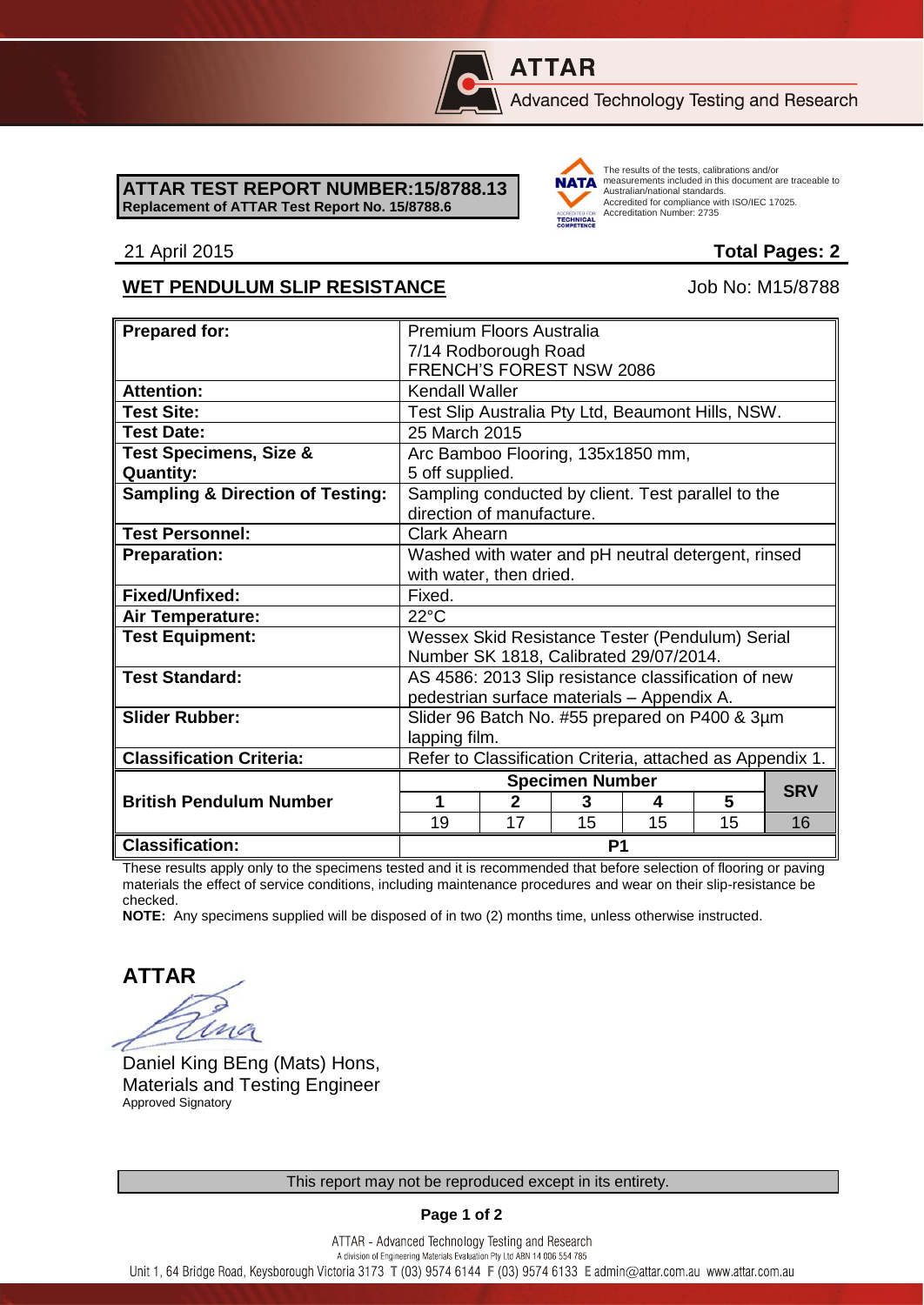**ATTAR**

Advanced Technology Testing and Research

**ATTAR TEST REPORT NUMBER:15/8788.13**
**Replacement of ATTAR Test Report No. 15/8788.6**

The results of the tests, calibrations and/or measurements included in this document are traceable to Australian/national standards. Accredited for compliance with ISO/IEC 17025. Accreditation Number: 2735

21 April 2015 **Total Pages: 2**

**WET PENDULUM SLIP RESISTANCE** Job No: M15/8788

| | | | | | | |
|---|---|---|---|---|---|---|
| **Prepared for:** | Premium Floors Australia<br>7/14 Rodborough Road<br>FRENCH'S FOREST NSW 2086 | | | | | |
| **Attention:** | Kendall Waller | | | | | |
| **Test Site:** | Test Slip Australia Pty Ltd, Beaumont Hills, NSW. | | | | | |
| **Test Date:** | 25 March 2015 | | | | | |
| **Test Specimens, Size & Quantity:** | Arc Bamboo Flooring, 135x1850 mm,<br>5 off supplied. | | | | | |
| **Sampling & Direction of Testing:** | Sampling conducted by client. Test parallel to the direction of manufacture. | | | | | |
| **Test Personnel:** | Clark Ahearn | | | | | |
| **Preparation:** | Washed with water and pH neutral detergent, rinsed with water, then dried. | | | | | |
| **Fixed/Unfixed:** | Fixed. | | | | | |
| **Air Temperature:** | 22°C | | | | | |
| **Test Equipment:** | Wessex Skid Resistance Tester (Pendulum) Serial Number SK 1818, Calibrated 29/07/2014. | | | | | |
| **Test Standard:** | AS 4586: 2013 Slip resistance classification of new pedestrian surface materials – Appendix A. | | | | | |
| **Slider Rubber:** | Slider 96 Batch No. #55 prepared on P400 & 3µm lapping film. | | | | | |
| **Classification Criteria:** | Refer to Classification Criteria, attached as Appendix 1. | | | | | |
| **British Pendulum Number** | **Specimen Number** | | | | | **SRV** |
| | **1** | **2** | **3** | **4** | **5** | |
| | 19 | 17 | 15 | 15 | 15 | 16 |
| **Classification:** | **P1** | | | | | |

These results apply only to the specimens tested and it is recommended that before selection of flooring or paving materials the effect of service conditions, including maintenance procedures and wear on their slip-resistance be checked.

**NOTE:** Any specimens supplied will be disposed of in two (2) months time, unless otherwise instructed.

**ATTAR**

Daniel King BEng (Mats) Hons,
Materials and Testing Engineer
Approved Signatory

This report may not be reproduced except in its entirety.

ATTAR - Advanced Technology Testing and Research
A division of Engineering Materials Evaluation Pty Ltd ABN 14 006 554 785
Unit 1, 64 Bridge Road, Keysborough Victoria 3173 T (03) 9574 6144 F (03) 9574 6133 E admin@attar.com.au www.attar.com.au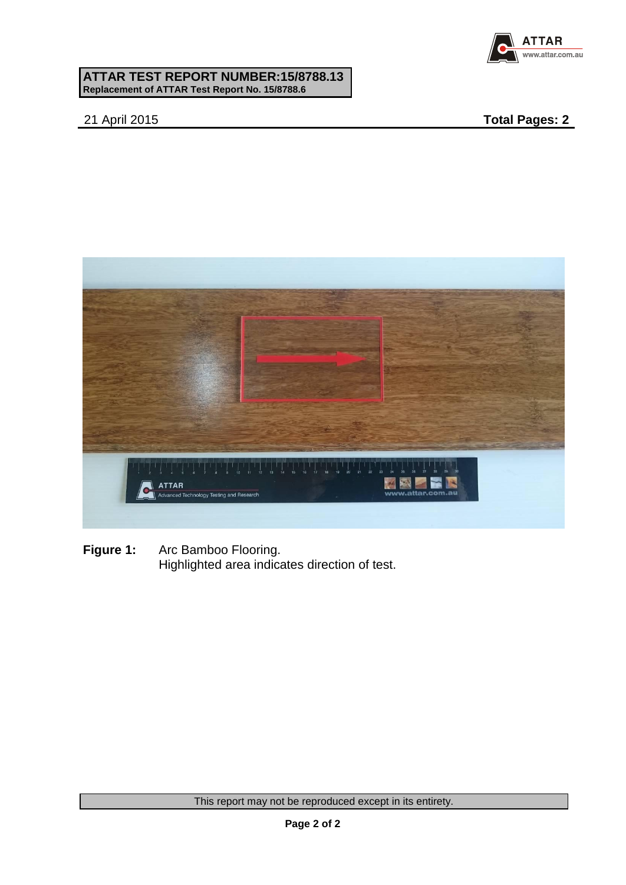**ATTAR TEST REPORT NUMBER:15/8788.13**
**Replacement of ATTAR Test Report No. 15/8788.6**

21 April 2015 **Total Pages: 2**

**Figure 1:** Arc Bamboo Flooring.
Highlighted area indicates direction of test.

This report may not be reproduced except in its entirety.